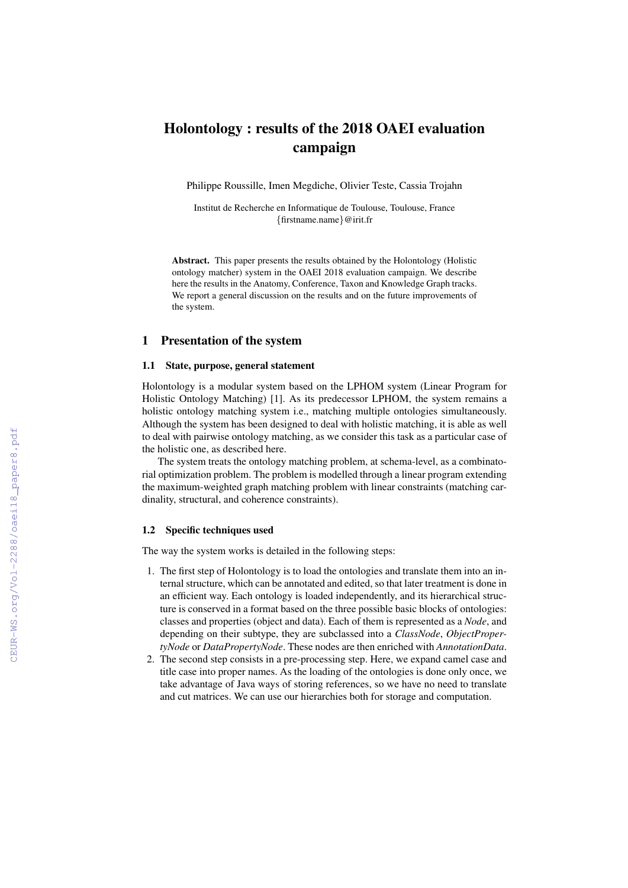# Holontology : results of the 2018 OAEI evaluation campaign

Philippe Roussille, Imen Megdiche, Olivier Teste, Cassia Trojahn

Institut de Recherche en Informatique de Toulouse, Toulouse, France
{firstname.name}@irit.fr

**Abstract.** This paper presents the results obtained by the Holontology (Holistic ontology matcher) system in the OAEI 2018 evaluation campaign. We describe here the results in the Anatomy, Conference, Taxon and Knowledge Graph tracks. We report a general discussion on the results and on the future improvements of the system.

## 1 Presentation of the system

### 1.1 State, purpose, general statement

Holontology is a modular system based on the LPHOM system (Linear Program for Holistic Ontology Matching) [1]. As its predecessor LPHOM, the system remains a holistic ontology matching system i.e., matching multiple ontologies simultaneously. Although the system has been designed to deal with holistic matching, it is able as well to deal with pairwise ontology matching, as we consider this task as a particular case of the holistic one, as described here.

The system treats the ontology matching problem, at schema-level, as a combinatorial optimization problem. The problem is modelled through a linear program extending the maximum-weighted graph matching problem with linear constraints (matching cardinality, structural, and coherence constraints).

### 1.2 Specific techniques used

The way the system works is detailed in the following steps:

1. The first step of Holontology is to load the ontologies and translate them into an internal structure, which can be annotated and edited, so that later treatment is done in an efficient way. Each ontology is loaded independently, and its hierarchical structure is conserved in a format based on the three possible basic blocks of ontologies: classes and properties (object and data). Each of them is represented as a *Node*, and depending on their subtype, they are subclassed into a *ClassNode*, *ObjectPropertyNode* or *DataPropertyNode*. These nodes are then enriched with *AnnotationData*.
2. The second step consists in a pre-processing step. Here, we expand camel case and title case into proper names. As the loading of the ontologies is done only once, we take advantage of Java ways of storing references, so we have no need to translate and cut matrices. We can use our hierarchies both for storage and computation.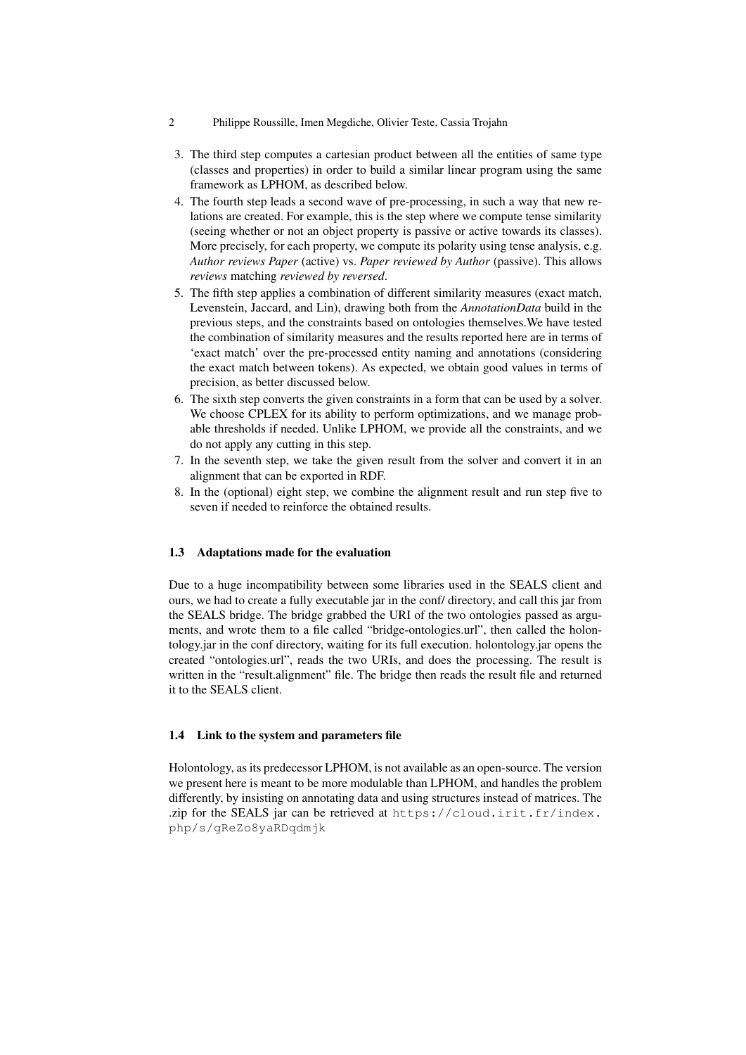3. The third step computes a cartesian product between all the entities of same type (classes and properties) in order to build a similar linear program using the same framework as LPHOM, as described below.
4. The fourth step leads a second wave of pre-processing, in such a way that new relations are created. For example, this is the step where we compute tense similarity (seeing whether or not an object property is passive or active towards its classes). More precisely, for each property, we compute its polarity using tense analysis, e.g. *Author reviews Paper* (active) vs. *Paper reviewed by Author* (passive). This allows *reviews* matching *reviewed by reversed*.
5. The fifth step applies a combination of different similarity measures (exact match, Levenstein, Jaccard, and Lin), drawing both from the *AnnotationData* build in the previous steps, and the constraints based on ontologies themselves.We have tested the combination of similarity measures and the results reported here are in terms of 'exact match' over the pre-processed entity naming and annotations (considering the exact match between tokens). As expected, we obtain good values in terms of precision, as better discussed below.
6. The sixth step converts the given constraints in a form that can be used by a solver. We choose CPLEX for its ability to perform optimizations, and we manage probable thresholds if needed. Unlike LPHOM, we provide all the constraints, and we do not apply any cutting in this step.
7. In the seventh step, we take the given result from the solver and convert it in an alignment that can be exported in RDF.
8. In the (optional) eight step, we combine the alignment result and run step five to seven if needed to reinforce the obtained results.

### 1.3 Adaptations made for the evaluation

Due to a huge incompatibility between some libraries used in the SEALS client and ours, we had to create a fully executable jar in the conf/ directory, and call this jar from the SEALS bridge. The bridge grabbed the URI of the two ontologies passed as arguments, and wrote them to a file called "bridge-ontologies.url", then called the holontology.jar in the conf directory, waiting for its full execution. holontology.jar opens the created "ontologies.url", reads the two URIs, and does the processing. The result is written in the "result.alignment" file. The bridge then reads the result file and returned it to the SEALS client.

### 1.4 Link to the system and parameters file

Holontology, as its predecessor LPHOM, is not available as an open-source. The version we present here is meant to be more modulable than LPHOM, and handles the problem differently, by insisting on annotating data and using structures instead of matrices. The .zip for the SEALS jar can be retrieved at `https://cloud.irit.fr/index.php/s/gReZo8yaRDqdmjk`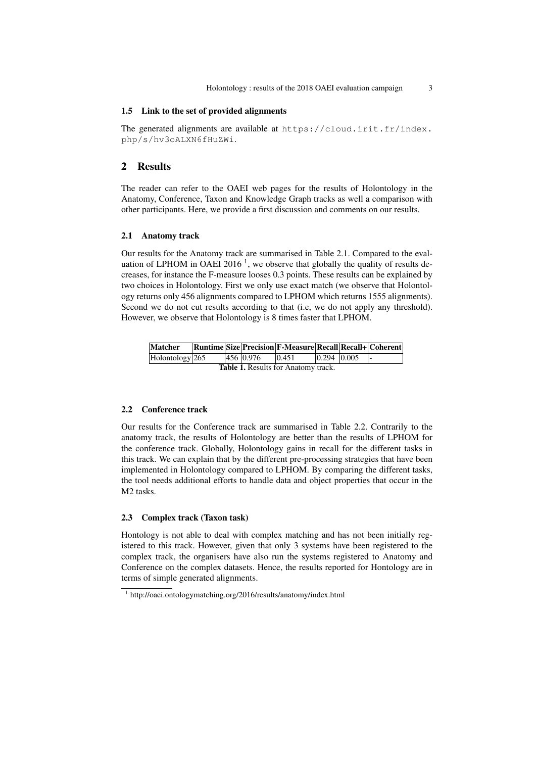### 1.5 Link to the set of provided alignments

The generated alignments are available at https://cloud.irit.fr/index.php/s/hv3oALXN6fHuZWi.

## 2 Results

The reader can refer to the OAEI web pages for the results of Holontology in the Anatomy, Conference, Taxon and Knowledge Graph tracks as well a comparison with other participants. Here, we provide a first discussion and comments on our results.

### 2.1 Anatomy track

Our results for the Anatomy track are summarised in Table 2.1. Compared to the evaluation of LPHOM in OAEI 2016 [1], we observe that globally the quality of results decreases, for instance the F-measure looses 0.3 points. These results can be explained by two choices in Holontology. First we only use exact match (we observe that Holontology returns only 456 alignments compared to LPHOM which returns 1555 alignments). Second we do not cut results according to that (i.e, we do not apply any threshold). However, we observe that Holontology is 8 times faster that LPHOM.

| Matcher | Runtime | Size | Precision | F-Measure | Recall | Recall+ | Coherent |
|---|---|---|---|---|---|---|---|
| Holontology | 265 | 456 | 0.976 | 0.451 | 0.294 | 0.005 | - |

**Table 1.** Results for Anatomy track.

### 2.2 Conference track

Our results for the Conference track are summarised in Table 2.2. Contrarily to the anatomy track, the results of Holontology are better than the results of LPHOM for the conference track. Globally, Holontology gains in recall for the different tasks in this track. We can explain that by the different pre-processing strategies that have been implemented in Holontology compared to LPHOM. By comparing the different tasks, the tool needs additional efforts to handle data and object properties that occur in the M2 tasks.

### 2.3 Complex track (Taxon task)

Hontology is not able to deal with complex matching and has not been initially registered to this track. However, given that only 3 systems have been registered to the complex track, the organisers have also run the systems registered to Anatomy and Conference on the complex datasets. Hence, the results reported for Hontology are in terms of simple generated alignments.

[1] http://oaei.ontologymatching.org/2016/results/anatomy/index.html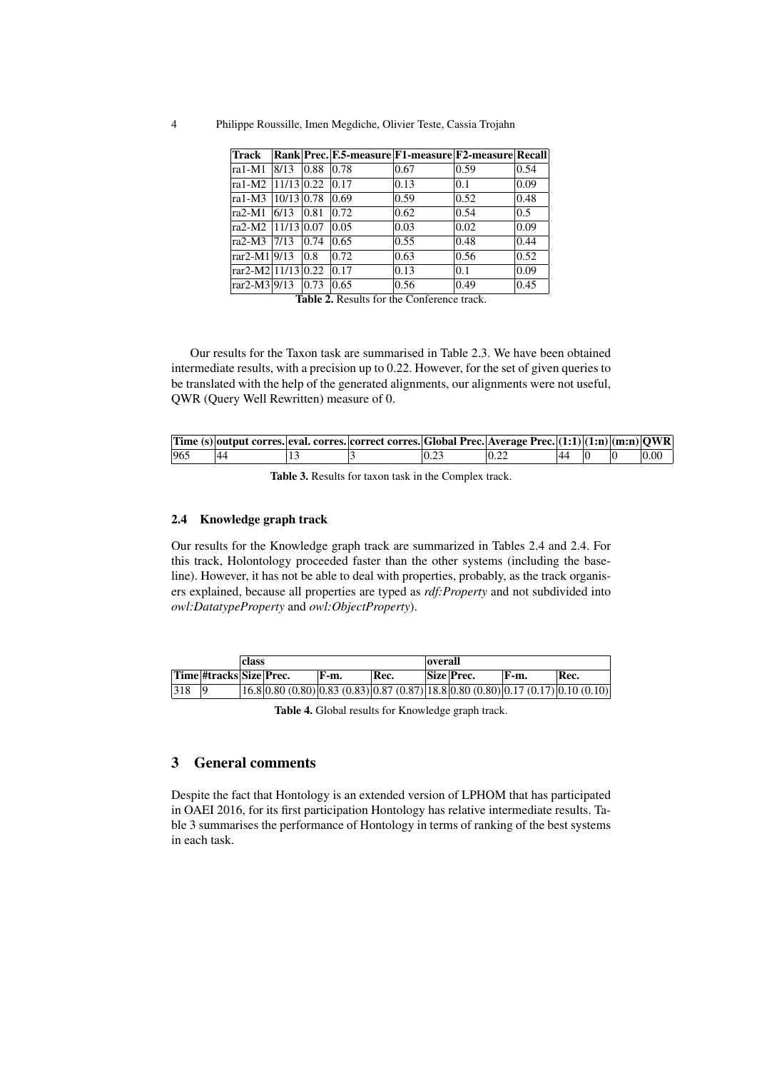| Track | Rank | Prec. | F.5-measure | F1-measure | F2-measure | Recall |
|---|---|---|---|---|---|---|
| ra1-M1 | 8/13 | 0.88 | 0.78 | 0.67 | 0.59 | 0.54 |
| ra1-M2 | 11/13 | 0.22 | 0.17 | 0.13 | 0.1 | 0.09 |
| ra1-M3 | 10/13 | 0.78 | 0.69 | 0.59 | 0.52 | 0.48 |
| ra2-M1 | 6/13 | 0.81 | 0.72 | 0.62 | 0.54 | 0.5 |
| ra2-M2 | 11/13 | 0.07 | 0.05 | 0.03 | 0.02 | 0.09 |
| ra2-M3 | 7/13 | 0.74 | 0.65 | 0.55 | 0.48 | 0.44 |
| rar2-M1 | 9/13 | 0.8 | 0.72 | 0.63 | 0.56 | 0.52 |
| rar2-M2 | 11/13 | 0.22 | 0.17 | 0.13 | 0.1 | 0.09 |
| rar2-M3 | 9/13 | 0.73 | 0.65 | 0.56 | 0.49 | 0.45 |

**Table 2.** Results for the Conference track.

Our results for the Taxon task are summarised in Table 2.3. We have been obtained intermediate results, with a precision up to 0.22. However, for the set of given queries to be translated with the help of the generated alignments, our alignments were not useful, QWR (Query Well Rewritten) measure of 0.

| Time (s) | output corres. | eval. corres. | correct corres. | Global Prec. | Average Prec. | (1:1) | (1:n) | (m:n) | QWR |
|---|---|---|---|---|---|---|---|---|---|
| 965 | 44 | 13 | 3 | 0.23 | 0.22 | 44 | 0 | 0 | 0.00 |

**Table 3.** Results for taxon task in the Complex track.

### 2.4 Knowledge graph track

Our results for the Knowledge graph track are summarized in Tables 2.4 and 2.4. For this track, Holontology proceeded faster than the other systems (including the baseline). However, it has not be able to deal with properties, probably, as the track organisers explained, because all properties are typed as *rdf:Property* and not subdivided into *owl:DatatypeProperty* and *owl:ObjectProperty*).

| | | class | | | | overall | | | |
|---|---|---|---|---|---|---|---|---|---|
| Time | #tracks | Size | Prec. | F-m. | Rec. | Size | Prec. | F-m. | Rec. |
| 318 | 9 | 16.8 | 0.80 (0.80) | 0.83 (0.83) | 0.87 (0.87) | 18.8 | 0.80 (0.80) | 0.17 (0.17) | 0.10 (0.10) |

**Table 4.** Global results for Knowledge graph track.

## 3 General comments

Despite the fact that Hontology is an extended version of LPHOM that has participated in OAEI 2016, for its first participation Hontology has relative intermediate results. Table 3 summarises the performance of Hontology in terms of ranking of the best systems in each task.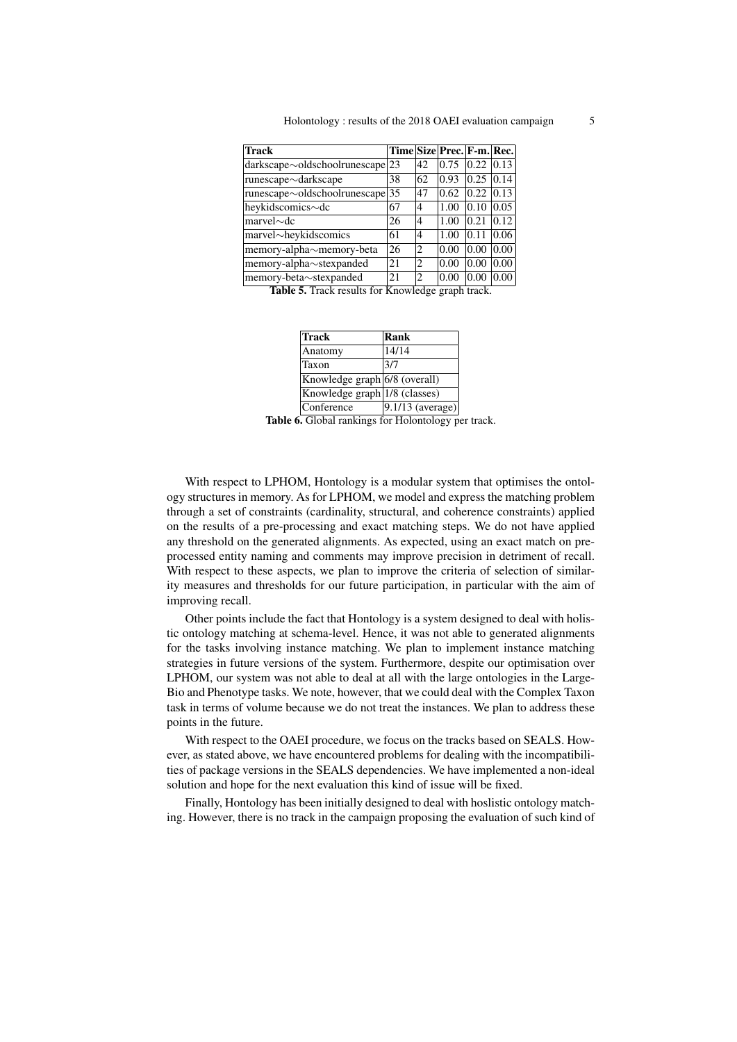| **Track** | **Time** | **Size** | **Prec.** | **F-m.** | **Rec.** |
|---|---|---|---|---|---|
| darkscape∼oldschoolrunescape | 23 | 42 | 0.75 | 0.22 | 0.13 |
| runescape∼darkscape | 38 | 62 | 0.93 | 0.25 | 0.14 |
| runescape∼oldschoolrunescape | 35 | 47 | 0.62 | 0.22 | 0.13 |
| heykidscomics∼dc | 67 | 4 | 1.00 | 0.10 | 0.05 |
| marvel∼dc | 26 | 4 | 1.00 | 0.21 | 0.12 |
| marvel∼heykidscomics | 61 | 4 | 1.00 | 0.11 | 0.06 |
| memory-alpha∼memory-beta | 26 | 2 | 0.00 | 0.00 | 0.00 |
| memory-alpha∼stexpanded | 21 | 2 | 0.00 | 0.00 | 0.00 |
| memory-beta∼stexpanded | 21 | 2 | 0.00 | 0.00 | 0.00 |

**Table 5.** Track results for Knowledge graph track.

| **Track** | **Rank** |
|---|---|
| Anatomy | 14/14 |
| Taxon | 3/7 |
| Knowledge graph | 6/8 (overall) |
| Knowledge graph | 1/8 (classes) |
| Conference | 9.1/13 (average) |

**Table 6.** Global rankings for Holontology per track.

With respect to LPHOM, Hontology is a modular system that optimises the ontology structures in memory. As for LPHOM, we model and express the matching problem through a set of constraints (cardinality, structural, and coherence constraints) applied on the results of a pre-processing and exact matching steps. We do not have applied any threshold on the generated alignments. As expected, using an exact match on pre-processed entity naming and comments may improve precision in detriment of recall. With respect to these aspects, we plan to improve the criteria of selection of similarity measures and thresholds for our future participation, in particular with the aim of improving recall.

Other points include the fact that Hontology is a system designed to deal with holistic ontology matching at schema-level. Hence, it was not able to generated alignments for the tasks involving instance matching. We plan to implement instance matching strategies in future versions of the system. Furthermore, despite our optimisation over LPHOM, our system was not able to deal at all with the large ontologies in the LargeBio and Phenotype tasks. We note, however, that we could deal with the Complex Taxon task in terms of volume because we do not treat the instances. We plan to address these points in the future.

With respect to the OAEI procedure, we focus on the tracks based on SEALS. However, as stated above, we have encountered problems for dealing with the incompatibilities of package versions in the SEALS dependencies. We have implemented a non-ideal solution and hope for the next evaluation this kind of issue will be fixed.

Finally, Hontology has been initially designed to deal with hoslistic ontology matching. However, there is no track in the campaign proposing the evaluation of such kind of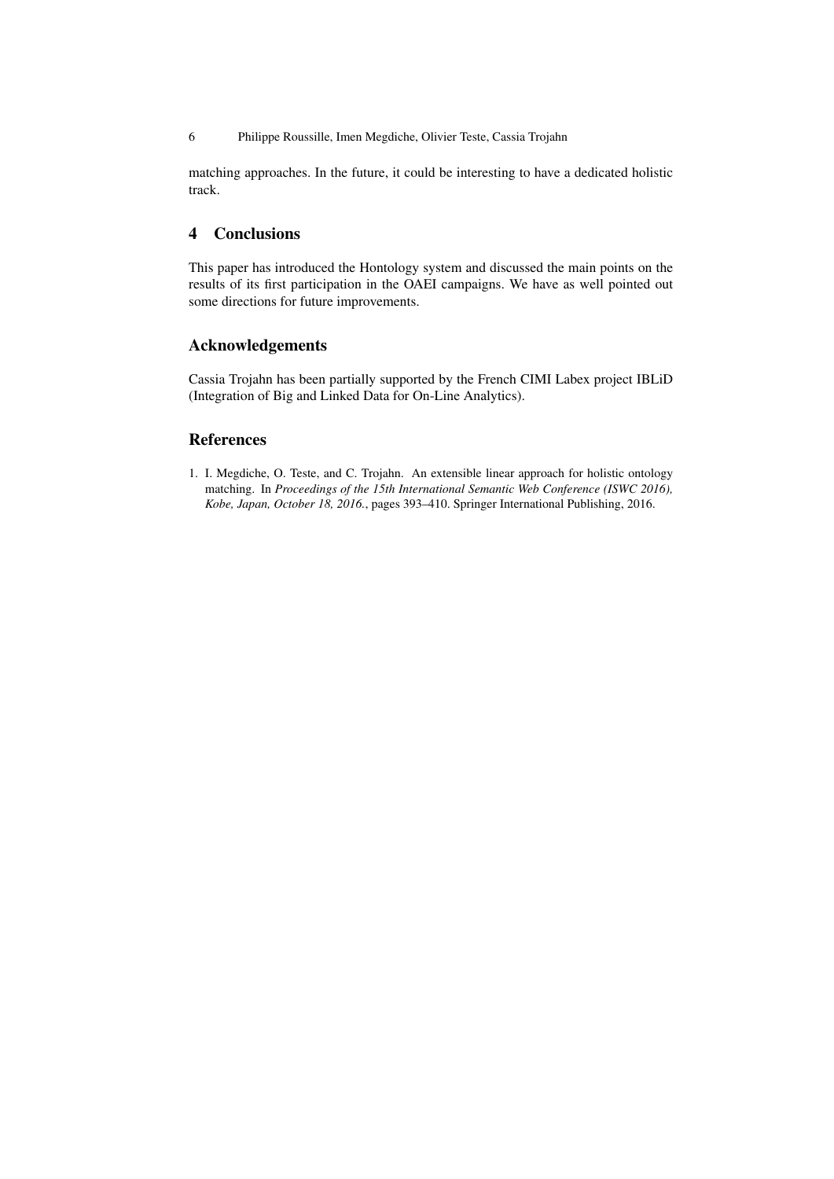matching approaches. In the future, it could be interesting to have a dedicated holistic track.

## 4 Conclusions

This paper has introduced the Hontology system and discussed the main points on the results of its first participation in the OAEI campaigns. We have as well pointed out some directions for future improvements.

## Acknowledgements

Cassia Trojahn has been partially supported by the French CIMI Labex project IBLiD (Integration of Big and Linked Data for On-Line Analytics).

## References

1. I. Megdiche, O. Teste, and C. Trojahn. An extensible linear approach for holistic ontology matching. In *Proceedings of the 15th International Semantic Web Conference (ISWC 2016), Kobe, Japan, October 18, 2016.*, pages 393–410. Springer International Publishing, 2016.